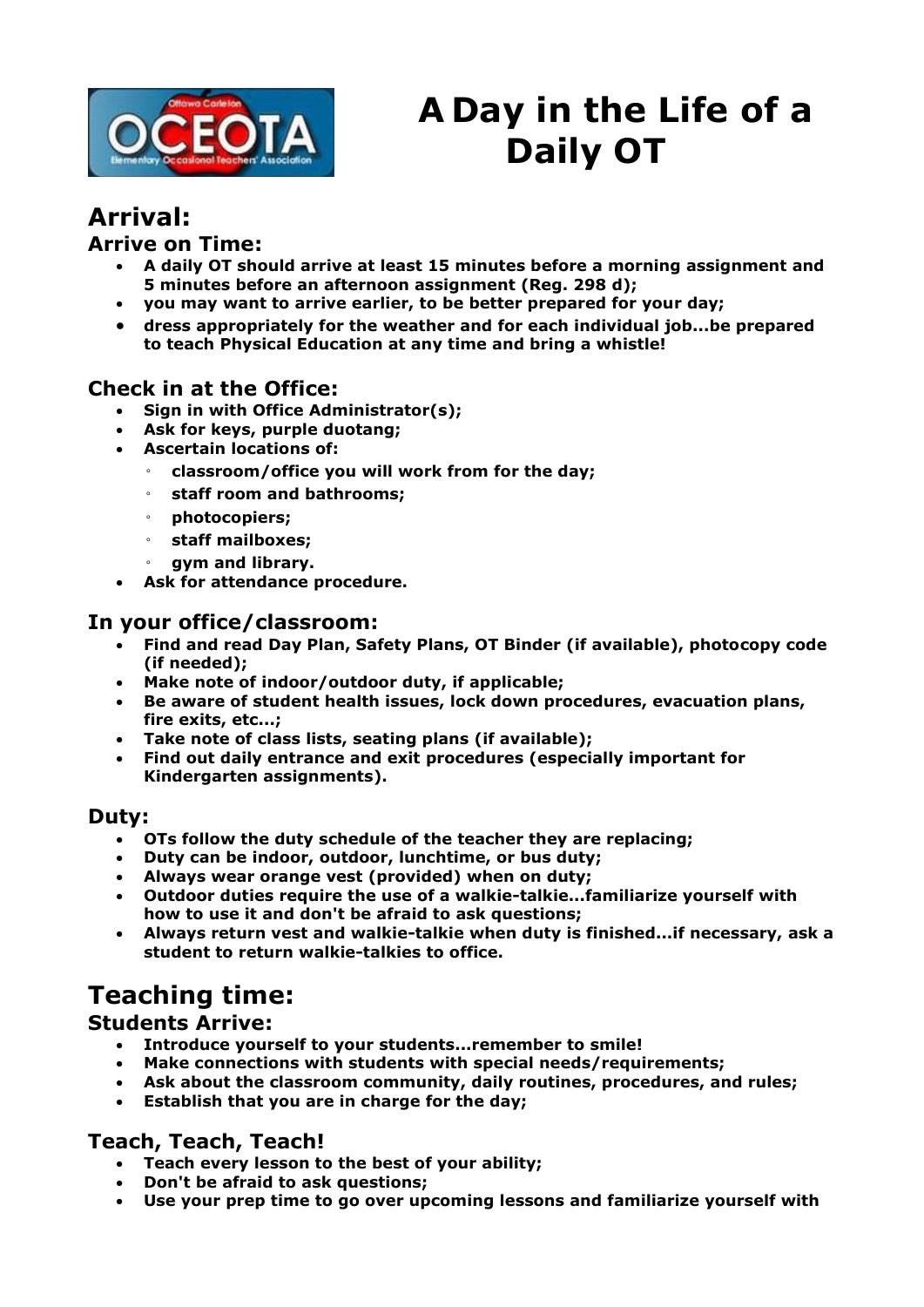# A Day in the Life of a Daily OT

## Arrival:

### Arrive on Time:

- **A daily OT should arrive at least 15 minutes before a morning assignment and 5 minutes before an afternoon assignment (Reg. 298 d);**
- **you may want to arrive earlier, to be better prepared for your day;**
- **dress appropriately for the weather and for each individual job...be prepared to teach Physical Education at any time and bring a whistle!**

### Check in at the Office:

- **Sign in with Office Administrator(s);**
- **Ask for keys, purple duotang;**
- **Ascertain locations of:**
  - **classroom/office you will work from for the day;**
  - **staff room and bathrooms;**
  - **photocopiers;**
  - **staff mailboxes;**
  - **gym and library.**
- **Ask for attendance procedure.**

### In your office/classroom:

- **Find and read Day Plan, Safety Plans, OT Binder (if available), photocopy code (if needed);**
- **Make note of indoor/outdoor duty, if applicable;**
- **Be aware of student health issues, lock down procedures, evacuation plans, fire exits, etc...;**
- **Take note of class lists, seating plans (if available);**
- **Find out daily entrance and exit procedures (especially important for Kindergarten assignments).**

### Duty:

- **OTs follow the duty schedule of the teacher they are replacing;**
- **Duty can be indoor, outdoor, lunchtime, or bus duty;**
- **Always wear orange vest (provided) when on duty;**
- **Outdoor duties require the use of a walkie-talkie...familiarize yourself with how to use it and don't be afraid to ask questions;**
- **Always return vest and walkie-talkie when duty is finished...if necessary, ask a student to return walkie-talkies to office.**

## Teaching time:

### Students Arrive:

- **Introduce yourself to your students...remember to smile!**
- **Make connections with students with special needs/requirements;**
- **Ask about the classroom community, daily routines, procedures, and rules;**
- **Establish that you are in charge for the day;**

### Teach, Teach, Teach!

- **Teach every lesson to the best of your ability;**
- **Don't be afraid to ask questions;**
- **Use your prep time to go over upcoming lessons and familiarize yourself with**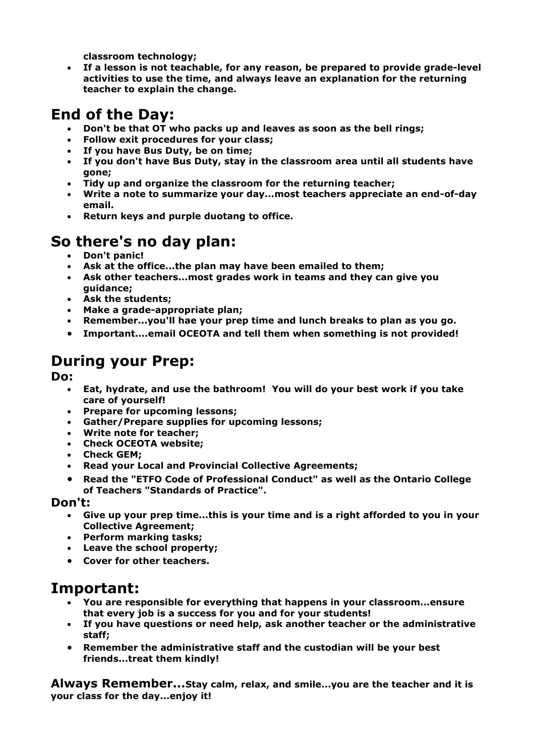- **classroom technology;**
- **If a lesson is not teachable, for any reason, be prepared to provide grade-level activities to use the time, and always leave an explanation for the returning teacher to explain the change.**

## End of the Day:

- **Don't be that OT who packs up and leaves as soon as the bell rings;**
- **Follow exit procedures for your class;**
- **If you have Bus Duty, be on time;**
- **If you don't have Bus Duty, stay in the classroom area until all students have gone;**
- **Tidy up and organize the classroom for the returning teacher;**
- **Write a note to summarize your day...most teachers appreciate an end-of-day email.**
- **Return keys and purple duotang to office.**

## So there's no day plan:

- **Don't panic!**
- **Ask at the office...the plan may have been emailed to them;**
- **Ask other teachers...most grades work in teams and they can give you guidance;**
- **Ask the students;**
- **Make a grade-appropriate plan;**
- **Remember...you'll hae your prep time and lunch breaks to plan as you go.**
- **Important....email OCEOTA and tell them when something is not provided!**

## During your Prep:

### Do:

- **Eat, hydrate, and use the bathroom! You will do your best work if you take care of yourself!**
- **Prepare for upcoming lessons;**
- **Gather/Prepare supplies for upcoming lessons;**
- **Write note for teacher;**
- **Check OCEOTA website;**
- **Check GEM;**
- **Read your Local and Provincial Collective Agreements;**
- **Read the "ETFO Code of Professional Conduct" as well as the Ontario College of Teachers "Standards of Practice".**

### Don't:

- **Give up your prep time...this is your time and is a right afforded to you in your Collective Agreement;**
- **Perform marking tasks;**
- **Leave the school property;**
- **Cover for other teachers.**

## Important:

- **You are responsible for everything that happens in your classroom...ensure that every job is a success for you and for your students!**
- **If you have questions or need help, ask another teacher or the administrative staff;**
- **Remember the administrative staff and the custodian will be your best friends...treat them kindly!**

**Always Remember...Stay calm, relax, and smile...you are the teacher and it is your class for the day...enjoy it!**